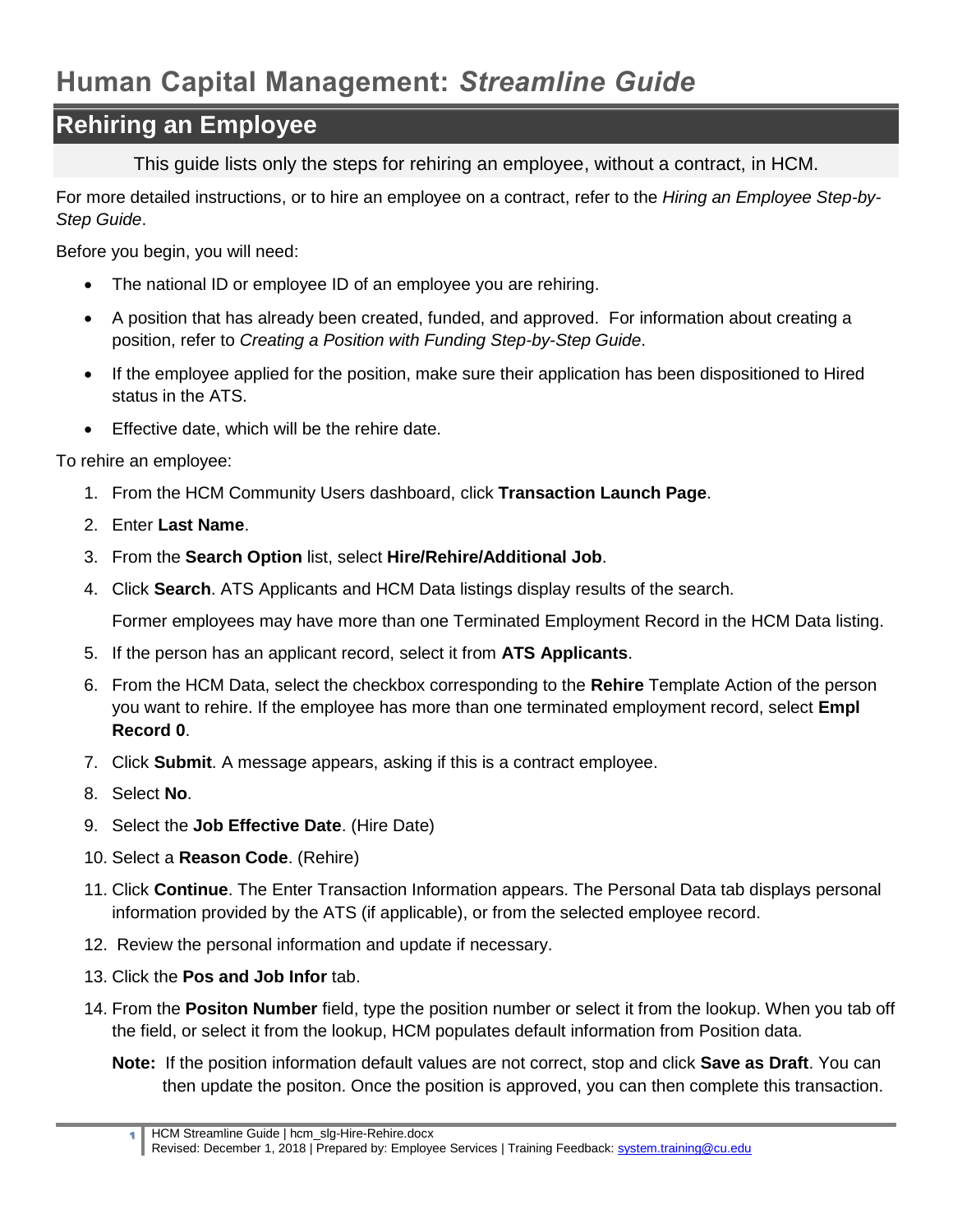# Human Capital Management: *Streamline Guide*

## Rehiring an Employee

This guide lists only the steps for rehiring an employee, without a contract, in HCM.

For more detailed instructions, or to hire an employee on a contract, refer to the *Hiring an Employee Step-by-Step Guide*.

Before you begin, you will need:

- The national ID or employee ID of an employee you are rehiring.
- A position that has already been created, funded, and approved. For information about creating a position, refer to *Creating a Position with Funding Step-by-Step Guide*.
- If the employee applied for the position, make sure their application has been dispositioned to Hired status in the ATS.
- Effective date, which will be the rehire date.

To rehire an employee:

1. From the HCM Community Users dashboard, click **Transaction Launch Page**.
2. Enter **Last Name**.
3. From the **Search Option** list, select **Hire/Rehire/Additional Job**.
4. Click **Search**. ATS Applicants and HCM Data listings display results of the search.

   Former employees may have more than one Terminated Employment Record in the HCM Data listing.
5. If the person has an applicant record, select it from **ATS Applicants**.
6. From the HCM Data, select the checkbox corresponding to the **Rehire** Template Action of the person you want to rehire. If the employee has more than one terminated employment record, select **Empl Record 0**.
7. Click **Submit**. A message appears, asking if this is a contract employee.
8. Select **No**.
9. Select the **Job Effective Date**. (Hire Date)
10. Select a **Reason Code**. (Rehire)
11. Click **Continue**. The Enter Transaction Information appears. The Personal Data tab displays personal information provided by the ATS (if applicable), or from the selected employee record.
12. Review the personal information and update if necessary.
13. Click the **Pos and Job Infor** tab.
14. From the **Positon Number** field, type the position number or select it from the lookup. When you tab off the field, or select it from the lookup, HCM populates default information from Position data.

    **Note:** If the position information default values are not correct, stop and click **Save as Draft**. You can then update the positon. Once the position is approved, you can then complete this transaction.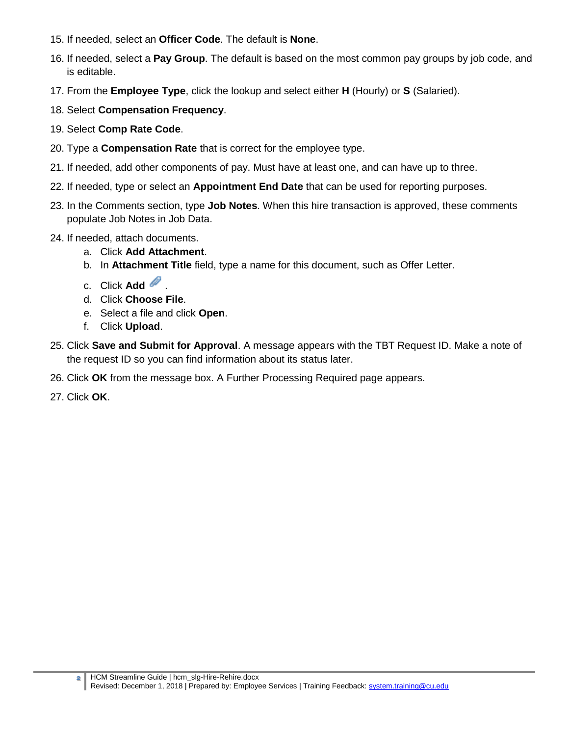15. If needed, select an **Officer Code**. The default is **None**.
16. If needed, select a **Pay Group**. The default is based on the most common pay groups by job code, and is editable.
17. From the **Employee Type**, click the lookup and select either **H** (Hourly) or **S** (Salaried).
18. Select **Compensation Frequency**.
19. Select **Comp Rate Code**.
20. Type a **Compensation Rate** that is correct for the employee type.
21. If needed, add other components of pay. Must have at least one, and can have up to three.
22. If needed, type or select an **Appointment End Date** that can be used for reporting purposes.
23. In the Comments section, type **Job Notes**. When this hire transaction is approved, these comments populate Job Notes in Job Data.
24. If needed, attach documents.
    a. Click **Add Attachment**.
    b. In **Attachment Title** field, type a name for this document, such as Offer Letter.
    c. Click **Add** .
    d. Click **Choose File**.
    e. Select a file and click **Open**.
    f. Click **Upload**.
25. Click **Save and Submit for Approval**. A message appears with the TBT Request ID. Make a note of the request ID so you can find information about its status later.
26. Click **OK** from the message box. A Further Processing Required page appears.
27. Click **OK**.